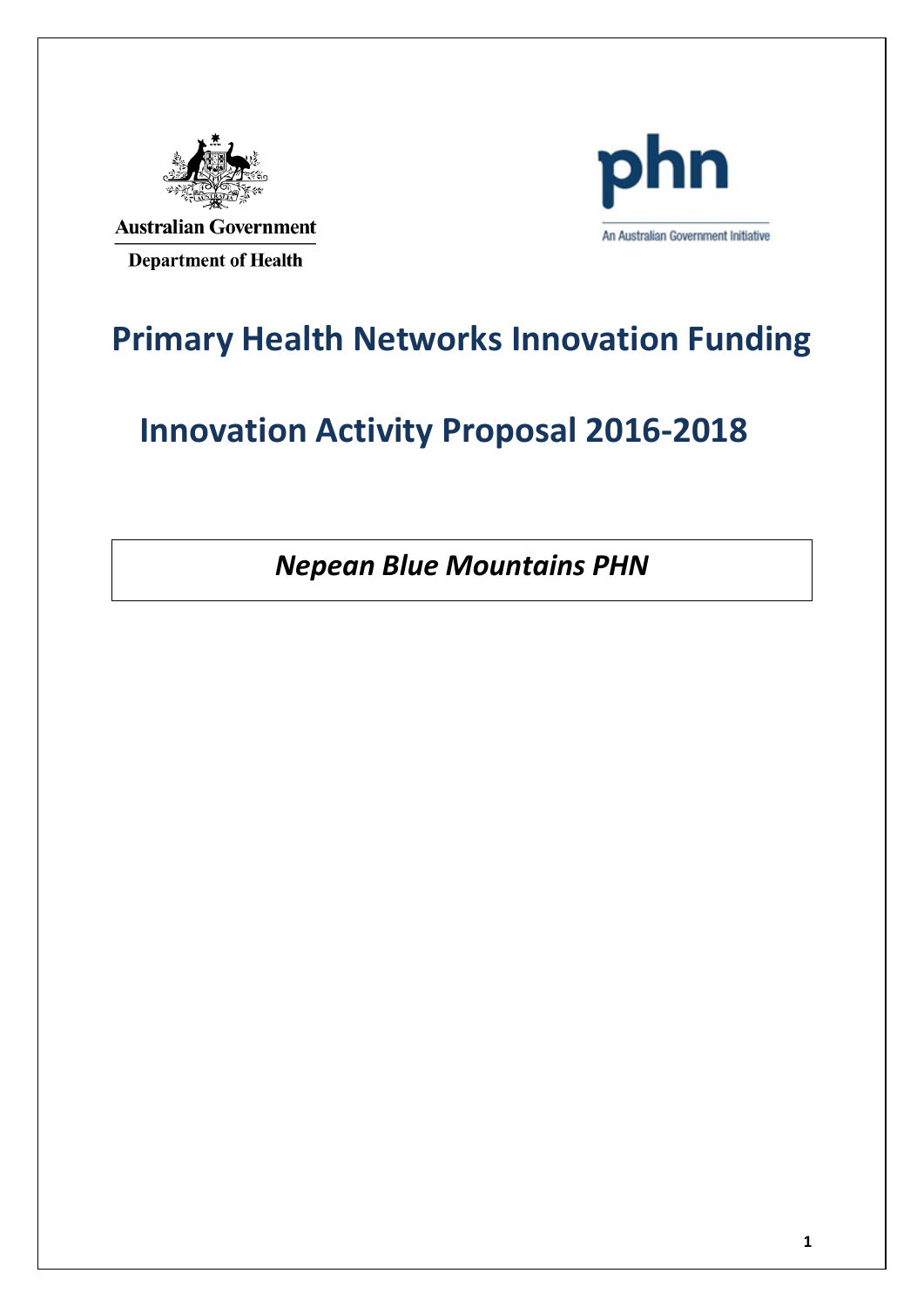Australian Government

Department of Health

phn

An Australian Government Initiative

# Primary Health Networks Innovation Funding

# Innovation Activity Proposal 2016-2018

***Nepean Blue Mountains PHN***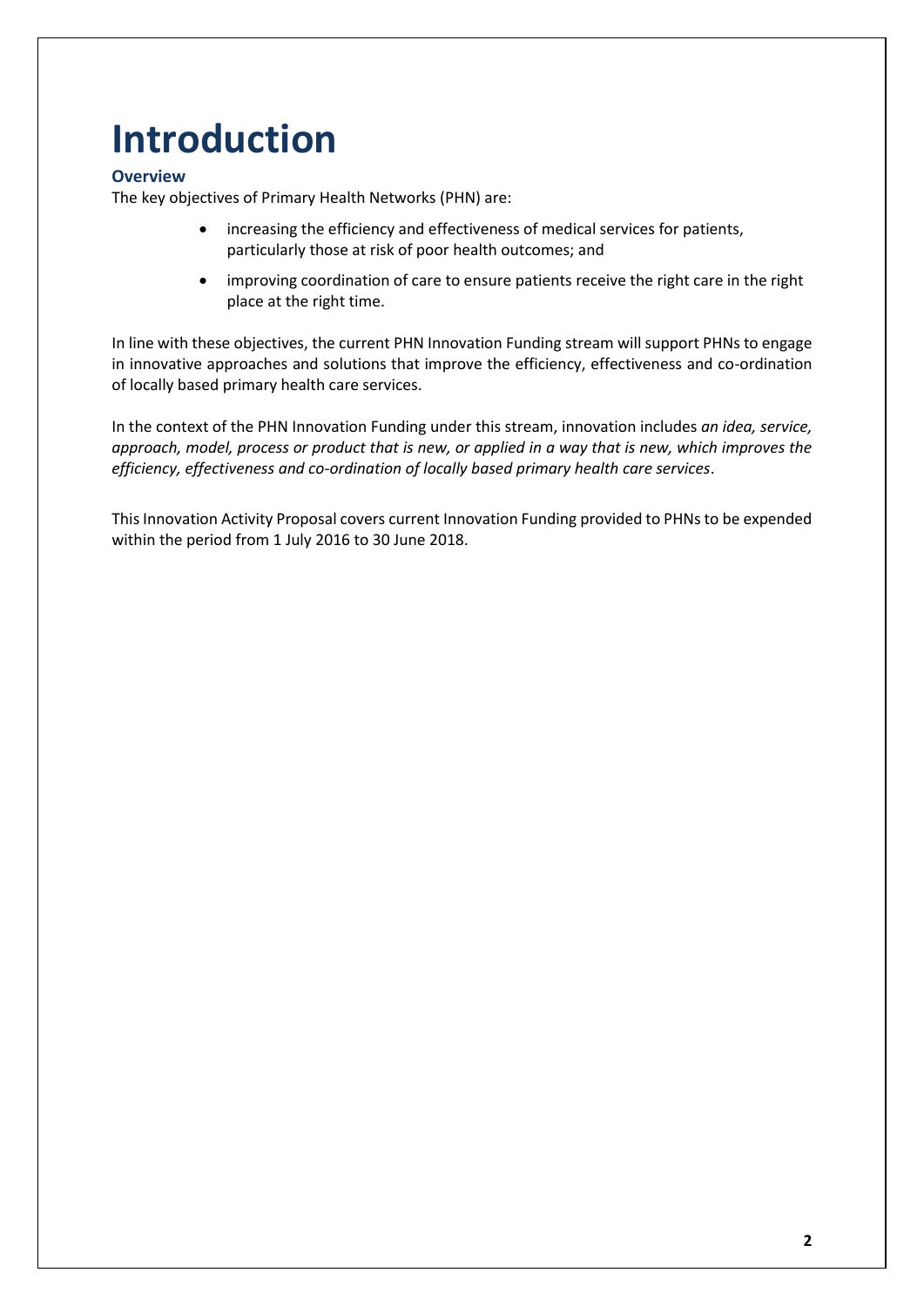# Introduction

### Overview

The key objectives of Primary Health Networks (PHN) are:

- increasing the efficiency and effectiveness of medical services for patients, particularly those at risk of poor health outcomes; and
- improving coordination of care to ensure patients receive the right care in the right place at the right time.

In line with these objectives, the current PHN Innovation Funding stream will support PHNs to engage in innovative approaches and solutions that improve the efficiency, effectiveness and co-ordination of locally based primary health care services.

In the context of the PHN Innovation Funding under this stream, innovation includes *an idea, service, approach, model, process or product that is new, or applied in a way that is new, which improves the efficiency, effectiveness and co-ordination of locally based primary health care services*.

This Innovation Activity Proposal covers current Innovation Funding provided to PHNs to be expended within the period from 1 July 2016 to 30 June 2018.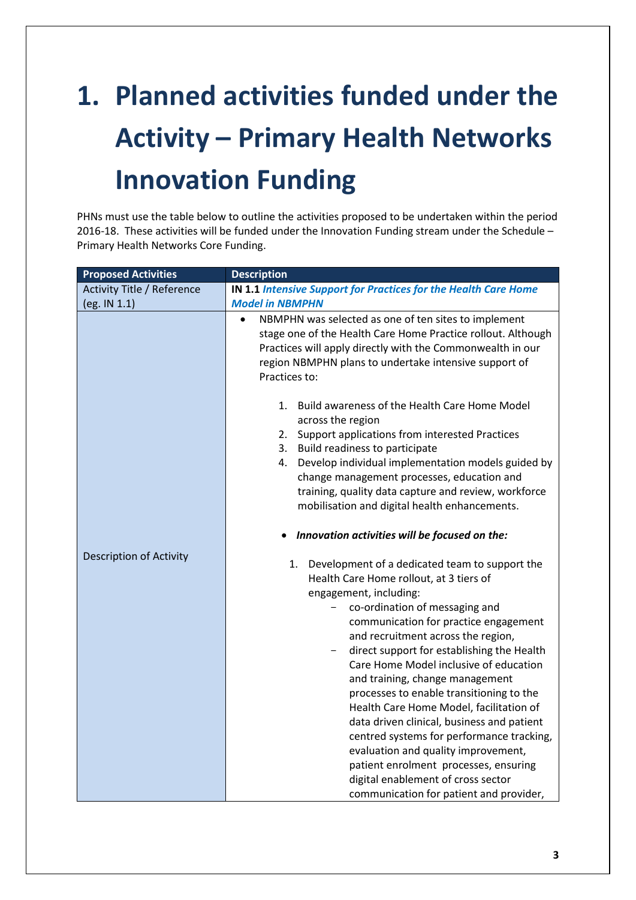# 1. Planned activities funded under the Activity – Primary Health Networks Innovation Funding

PHNs must use the table below to outline the activities proposed to be undertaken within the period 2016-18. These activities will be funded under the Innovation Funding stream under the Schedule – Primary Health Networks Core Funding.

| Proposed Activities | Description |
|---|---|
| Activity Title / Reference (eg. IN 1.1) | **IN 1.1** ***Intensive Support for Practices for the Health Care Home Model in NBMPHN*** |
| Description of Activity | • NBMPHN was selected as one of ten sites to implement stage one of the Health Care Home Practice rollout. Although Practices will apply directly with the Commonwealth in our region NBMPHN plans to undertake intensive support of Practices to:<br><br>1. Build awareness of the Health Care Home Model across the region<br>2. Support applications from interested Practices<br>3. Build readiness to participate<br>4. Develop individual implementation models guided by change management processes, education and training, quality data capture and review, workforce mobilisation and digital health enhancements.<br><br>• ***Innovation activities will be focused on the:***<br><br>1. Development of a dedicated team to support the Health Care Home rollout, at 3 tiers of engagement, including:<br>− co-ordination of messaging and communication for practice engagement and recruitment across the region,<br>− direct support for establishing the Health Care Home Model inclusive of education and training, change management processes to enable transitioning to the Health Care Home Model, facilitation of data driven clinical, business and patient centred systems for performance tracking, evaluation and quality improvement, patient enrolment processes, ensuring digital enablement of cross sector communication for patient and provider, |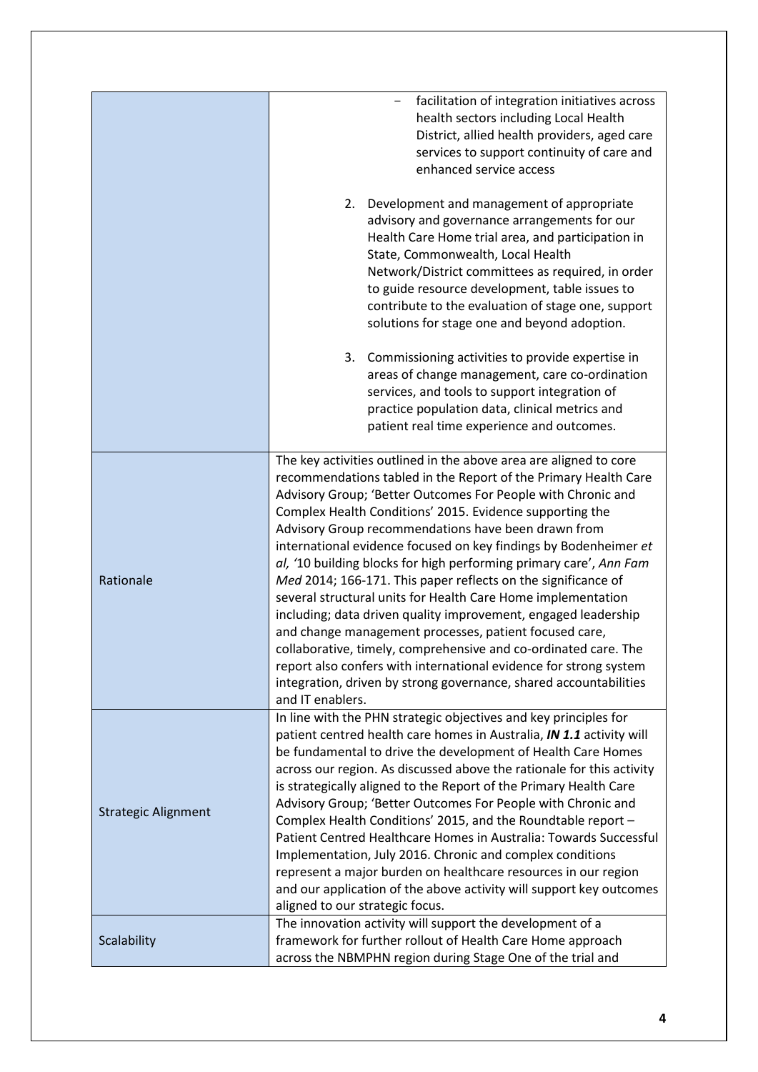| | |
|---|---|
| | – facilitation of integration initiatives across health sectors including Local Health District, allied health providers, aged care services to support continuity of care and enhanced service access<br><br>2. Development and management of appropriate advisory and governance arrangements for our Health Care Home trial area, and participation in State, Commonwealth, Local Health Network/District committees as required, in order to guide resource development, table issues to contribute to the evaluation of stage one, support solutions for stage one and beyond adoption.<br><br>3. Commissioning activities to provide expertise in areas of change management, care co-ordination services, and tools to support integration of practice population data, clinical metrics and patient real time experience and outcomes. |
| Rationale | The key activities outlined in the above area are aligned to core recommendations tabled in the Report of the Primary Health Care Advisory Group; 'Better Outcomes For People with Chronic and Complex Health Conditions' 2015. Evidence supporting the Advisory Group recommendations have been drawn from international evidence focused on key findings by Bodenheimer *et al*, '10 building blocks for high performing primary care', *Ann Fam Med* 2014; 166-171. This paper reflects on the significance of several structural units for Health Care Home implementation including; data driven quality improvement, engaged leadership and change management processes, patient focused care, collaborative, timely, comprehensive and co-ordinated care. The report also confers with international evidence for strong system integration, driven by strong governance, shared accountabilities and IT enablers. |
| Strategic Alignment | In line with the PHN strategic objectives and key principles for patient centred health care homes in Australia, ***IN 1.1*** activity will be fundamental to drive the development of Health Care Homes across our region. As discussed above the rationale for this activity is strategically aligned to the Report of the Primary Health Care Advisory Group; 'Better Outcomes For People with Chronic and Complex Health Conditions' 2015, and the Roundtable report – Patient Centred Healthcare Homes in Australia: Towards Successful Implementation, July 2016. Chronic and complex conditions represent a major burden on healthcare resources in our region and our application of the above activity will support key outcomes aligned to our strategic focus. |
| Scalability | The innovation activity will support the development of a framework for further rollout of Health Care Home approach across the NBMPHN region during Stage One of the trial and |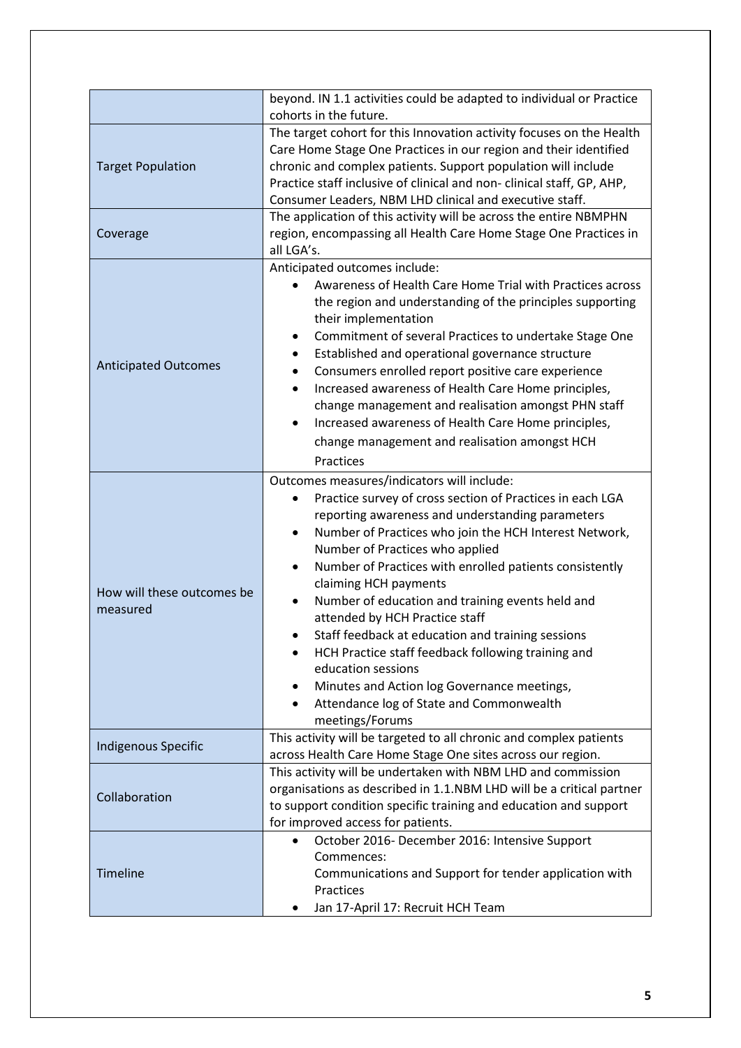| | |
|---|---|
| | beyond. IN 1.1 activities could be adapted to individual or Practice cohorts in the future. |
| Target Population | The target cohort for this Innovation activity focuses on the Health Care Home Stage One Practices in our region and their identified chronic and complex patients. Support population will include Practice staff inclusive of clinical and non- clinical staff, GP, AHP, Consumer Leaders, NBM LHD clinical and executive staff. |
| Coverage | The application of this activity will be across the entire NBMPHN region, encompassing all Health Care Home Stage One Practices in all LGA's. |
| Anticipated Outcomes | Anticipated outcomes include:<br>• Awareness of Health Care Home Trial with Practices across the region and understanding of the principles supporting their implementation<br>• Commitment of several Practices to undertake Stage One<br>• Established and operational governance structure<br>• Consumers enrolled report positive care experience<br>• Increased awareness of Health Care Home principles, change management and realisation amongst PHN staff<br>• Increased awareness of Health Care Home principles, change management and realisation amongst HCH Practices |
| How will these outcomes be measured | Outcomes measures/indicators will include:<br>• Practice survey of cross section of Practices in each LGA reporting awareness and understanding parameters<br>• Number of Practices who join the HCH Interest Network, Number of Practices who applied<br>• Number of Practices with enrolled patients consistently claiming HCH payments<br>• Number of education and training events held and attended by HCH Practice staff<br>• Staff feedback at education and training sessions<br>• HCH Practice staff feedback following training and education sessions<br>• Minutes and Action log Governance meetings,<br>• Attendance log of State and Commonwealth meetings/Forums |
| Indigenous Specific | This activity will be targeted to all chronic and complex patients across Health Care Home Stage One sites across our region. |
| Collaboration | This activity will be undertaken with NBM LHD and commission organisations as described in 1.1.NBM LHD will be a critical partner to support condition specific training and education and support for improved access for patients. |
| Timeline | • October 2016- December 2016: Intensive Support Commences:<br>Communications and Support for tender application with Practices<br>• Jan 17-April 17: Recruit HCH Team |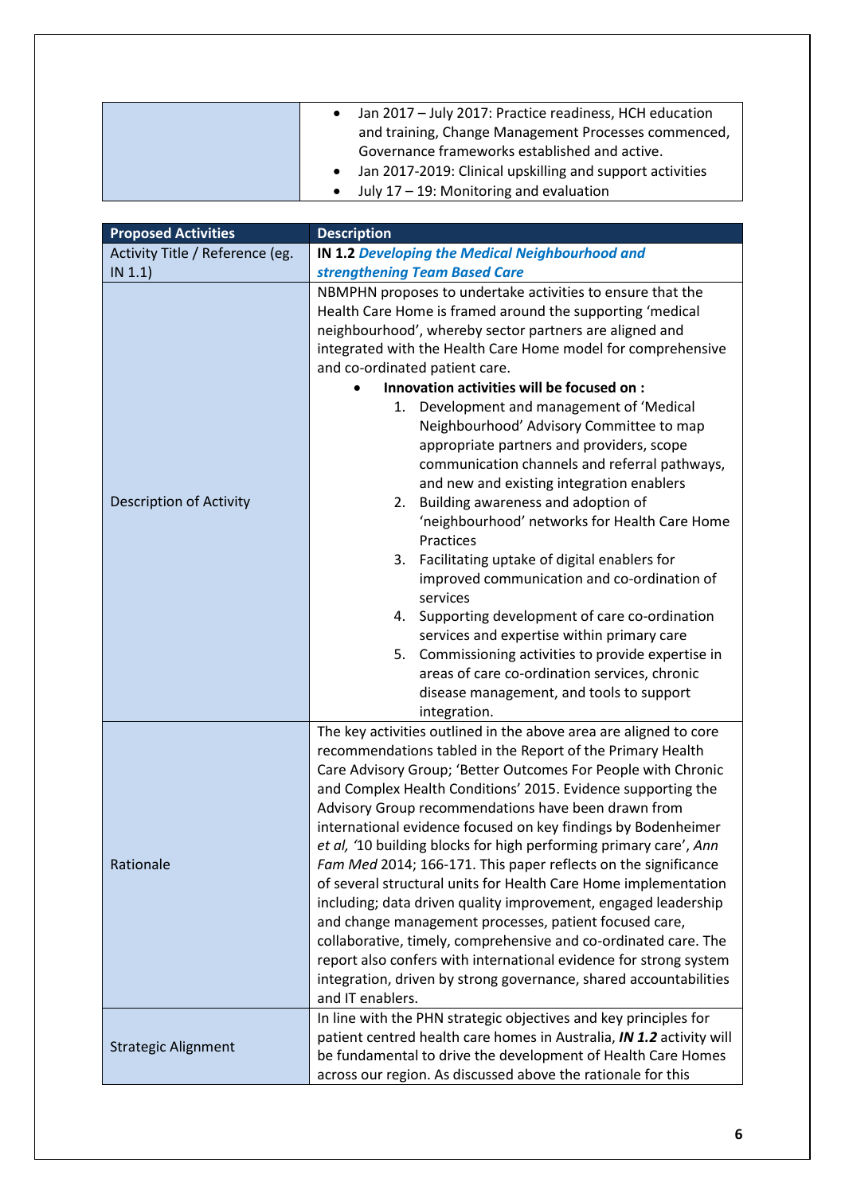| | |
|---|---|
| | • Jan 2017 – July 2017: Practice readiness, HCH education and training, Change Management Processes commenced, Governance frameworks established and active.<br>• Jan 2017-2019: Clinical upskilling and support activities<br>• July 17 – 19: Monitoring and evaluation |

| Proposed Activities | Description |
|---|---|
| Activity Title / Reference (eg. IN 1.1) | **IN 1.2** ***Developing the Medical Neighbourhood and strengthening Team Based Care*** |
| Description of Activity | NBMPHN proposes to undertake activities to ensure that the Health Care Home is framed around the supporting 'medical neighbourhood', whereby sector partners are aligned and integrated with the Health Care Home model for comprehensive and co-ordinated patient care.<br>• **Innovation activities will be focused on :**<br>1. Development and management of 'Medical Neighbourhood' Advisory Committee to map appropriate partners and providers, scope communication channels and referral pathways, and new and existing integration enablers<br>2. Building awareness and adoption of 'neighbourhood' networks for Health Care Home Practices<br>3. Facilitating uptake of digital enablers for improved communication and co-ordination of services<br>4. Supporting development of care co-ordination services and expertise within primary care<br>5. Commissioning activities to provide expertise in areas of care co-ordination services, chronic disease management, and tools to support integration. |
| Rationale | The key activities outlined in the above area are aligned to core recommendations tabled in the Report of the Primary Health Care Advisory Group; 'Better Outcomes For People with Chronic and Complex Health Conditions' 2015. Evidence supporting the Advisory Group recommendations have been drawn from international evidence focused on key findings by Bodenheimer *et al,* '10 building blocks for high performing primary care', *Ann Fam Med* 2014; 166-171. This paper reflects on the significance of several structural units for Health Care Home implementation including; data driven quality improvement, engaged leadership and change management processes, patient focused care, collaborative, timely, comprehensive and co-ordinated care. The report also confers with international evidence for strong system integration, driven by strong governance, shared accountabilities and IT enablers. |
| Strategic Alignment | In line with the PHN strategic objectives and key principles for patient centred health care homes in Australia, ***IN 1.2*** activity will be fundamental to drive the development of Health Care Homes across our region. As discussed above the rationale for this |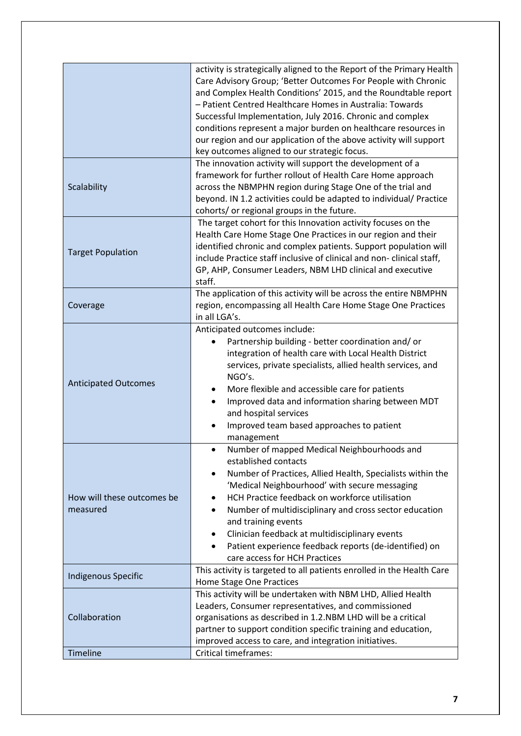| | |
|---|---|
| | activity is strategically aligned to the Report of the Primary Health Care Advisory Group; 'Better Outcomes For People with Chronic and Complex Health Conditions' 2015, and the Roundtable report – Patient Centred Healthcare Homes in Australia: Towards Successful Implementation, July 2016. Chronic and complex conditions represent a major burden on healthcare resources in our region and our application of the above activity will support key outcomes aligned to our strategic focus. |
| Scalability | The innovation activity will support the development of a framework for further rollout of Health Care Home approach across the NBMPHN region during Stage One of the trial and beyond. IN 1.2 activities could be adapted to individual/ Practice cohorts/ or regional groups in the future. |
| Target Population | The target cohort for this Innovation activity focuses on the Health Care Home Stage One Practices in our region and their identified chronic and complex patients. Support population will include Practice staff inclusive of clinical and non- clinical staff, GP, AHP, Consumer Leaders, NBM LHD clinical and executive staff. |
| Coverage | The application of this activity will be across the entire NBMPHN region, encompassing all Health Care Home Stage One Practices in all LGA's. |
| Anticipated Outcomes | Anticipated outcomes include:<br>• Partnership building - better coordination and/ or integration of health care with Local Health District services, private specialists, allied health services, and NGO's.<br>• More flexible and accessible care for patients<br>• Improved data and information sharing between MDT and hospital services<br>• Improved team based approaches to patient management |
| How will these outcomes be measured | • Number of mapped Medical Neighbourhoods and established contacts<br>• Number of Practices, Allied Health, Specialists within the 'Medical Neighbourhood' with secure messaging<br>• HCH Practice feedback on workforce utilisation<br>• Number of multidisciplinary and cross sector education and training events<br>• Clinician feedback at multidisciplinary events<br>• Patient experience feedback reports (de-identified) on care access for HCH Practices |
| Indigenous Specific | This activity is targeted to all patients enrolled in the Health Care Home Stage One Practices |
| Collaboration | This activity will be undertaken with NBM LHD, Allied Health Leaders, Consumer representatives, and commissioned organisations as described in 1.2.NBM LHD will be a critical partner to support condition specific training and education, improved access to care, and integration initiatives. |
| Timeline | Critical timeframes: |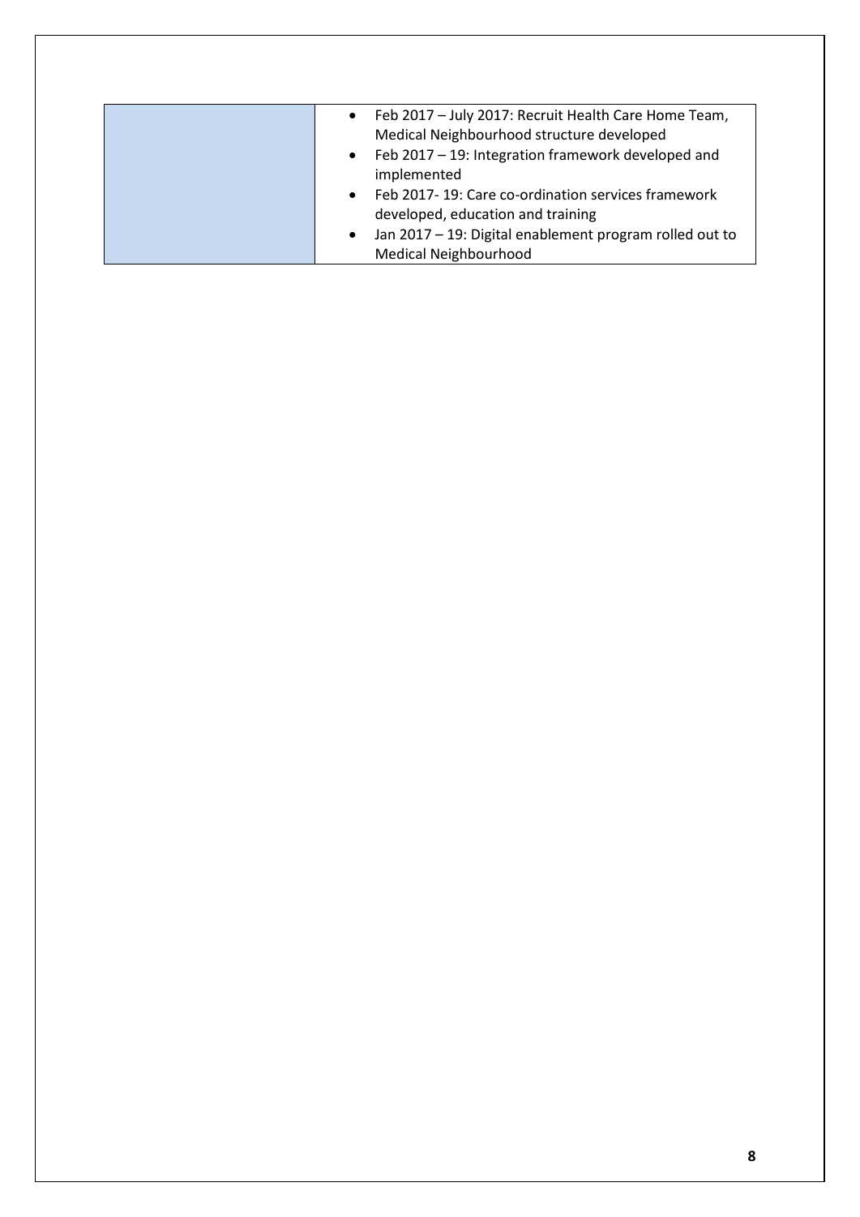| | |
|---|---|
| | • Feb 2017 – July 2017: Recruit Health Care Home Team, Medical Neighbourhood structure developed<br>• Feb 2017 – 19: Integration framework developed and implemented<br>• Feb 2017- 19: Care co-ordination services framework developed, education and training<br>• Jan 2017 – 19: Digital enablement program rolled out to Medical Neighbourhood |